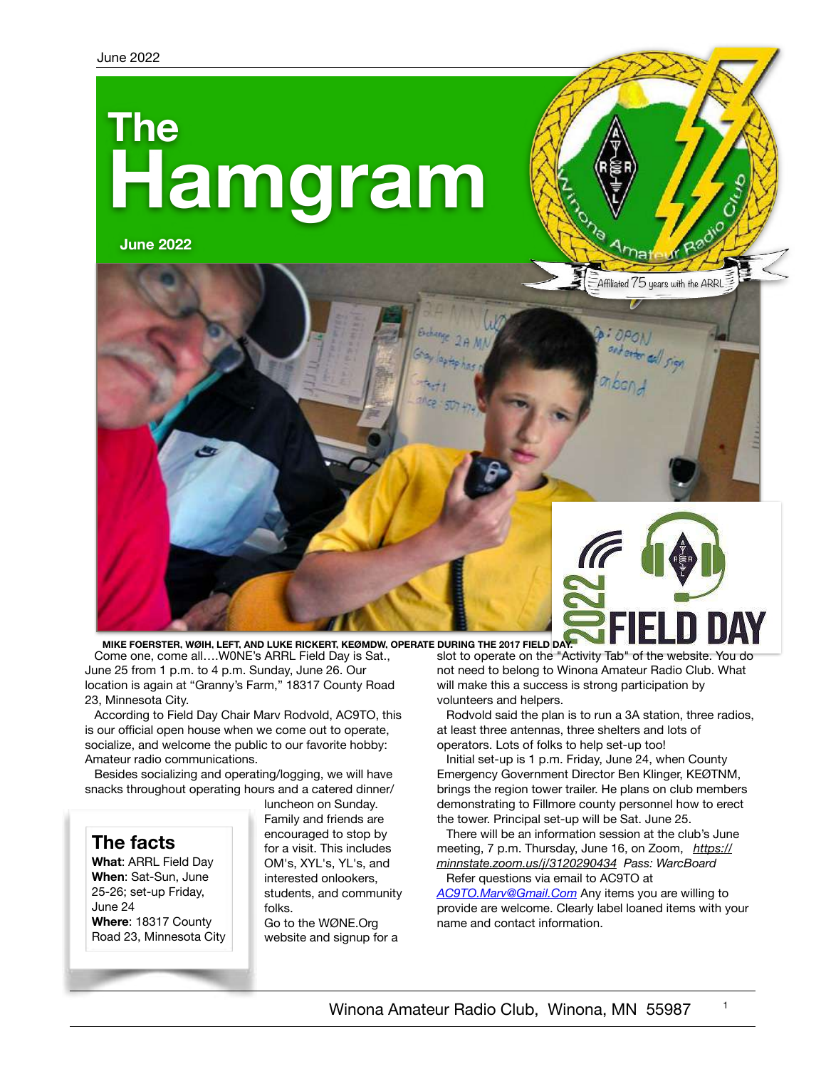# The Hamgram

**June 2022**

MIKE FOERSTER, WØIH, LEFT, AND LUKE RICKERT, KEØMDW, OPERATE DURING THE 2017 FIELD DAY.

Come one, come all….W0NE's ARRL Field Day is Sat., June 25 from 1 p.m. to 4 p.m. Sunday, June 26. Our location is again at "Granny's Farm," 18317 County Road 23, Minnesota City.

According to Field Day Chair Marv Rodvold, AC9TO, this is our official open house when we come out to operate, socialize, and welcome the public to our favorite hobby: Amateur radio communications.

Besides socializing and operating/logging, we will have snacks throughout operating hours and a catered dinner/luncheon on Sunday. Family and friends are encouraged to stop by for a visit. This includes OM's, XYL's, YL's, and interested onlookers, students, and community folks.

Go to the WØNE.Org website and signup for a slot to operate on the "Activity Tab" of the website. You do not need to belong to Winona Amateur Radio Club. What will make this a success is strong participation by volunteers and helpers.

Rodvold said the plan is to run a 3A station, three radios, at least three antennas, three shelters and lots of operators. Lots of folks to help set-up too!

Initial set-up is 1 p.m. Friday, June 24, when County Emergency Government Director Ben Klinger, KEØTNM, brings the region tower trailer. He plans on club members demonstrating to Fillmore county personnel how to erect the tower. Principal set-up will be Sat. June 25.

There will be an information session at the club's June meeting, 7 p.m. Thursday, June 16, on Zoom, *https://minnstate.zoom.us/j/3120290434 Pass: WarcBoard*

Refer questions via email to AC9TO at AC9TO.Marv@Gmail.Com Any items you are willing to provide are welcome. Clearly label loaned items with your name and contact information.

## The facts

**What**: ARRL Field Day
**When**: Sat-Sun, June 25-26; set-up Friday, June 24
**Where**: 18317 County Road 23, Minnesota City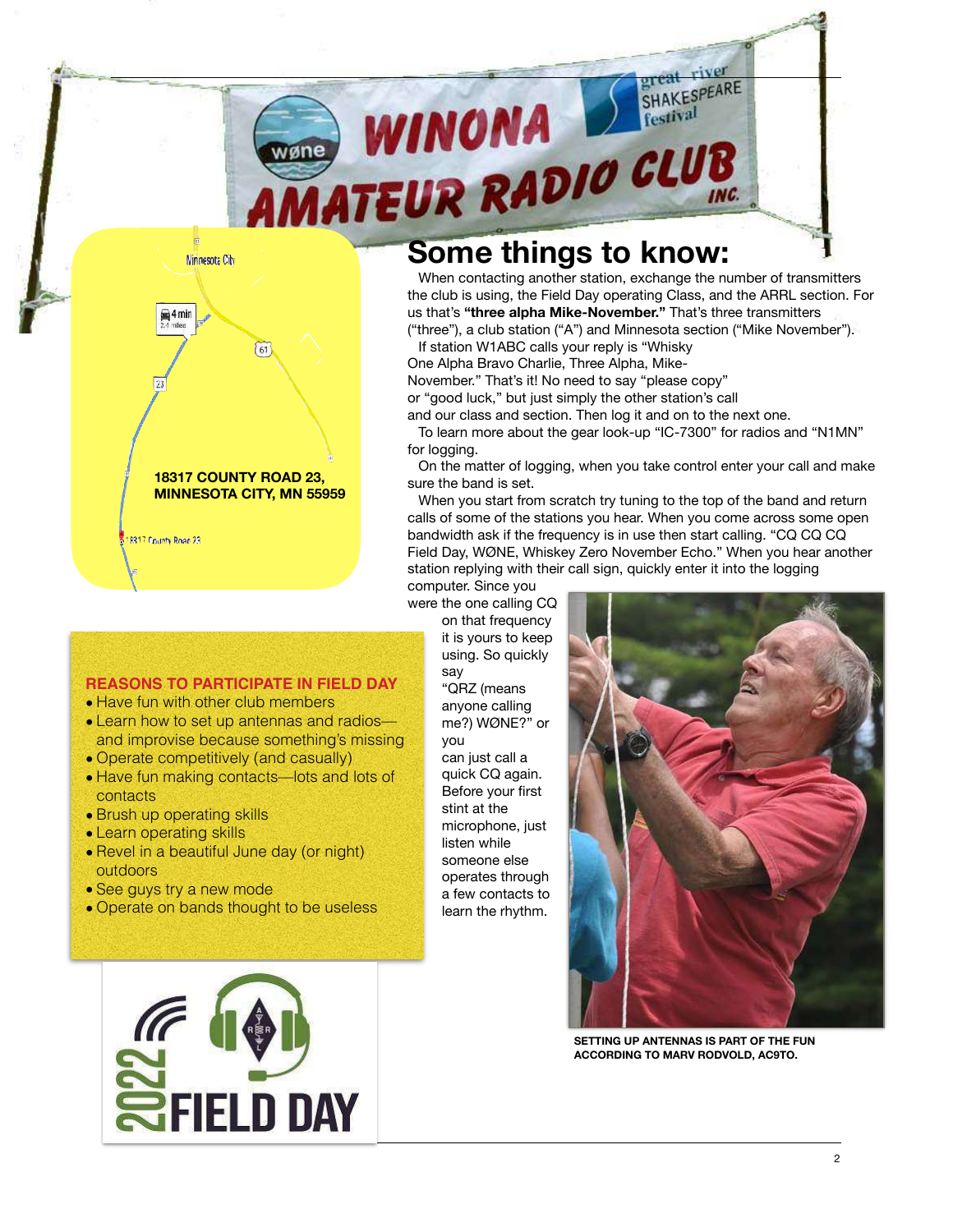18317 COUNTY ROAD 23, MINNESOTA CITY, MN 55959

## Some things to know:

When contacting another station, exchange the number of transmitters the club is using, the Field Day operating Class, and the ARRL section. For us that's **"three alpha Mike-November."** That's three transmitters ("three"), a club station ("A") and Minnesota section ("Mike November").

If station W1ABC calls your reply is "Whisky One Alpha Bravo Charlie, Three Alpha, Mike-November." That's it! No need to say "please copy" or "good luck," but just simply the other station's call and our class and section. Then log it and on to the next one.

To learn more about the gear look-up "IC-7300" for radios and "N1MN" for logging.

On the matter of logging, when you take control enter your call and make sure the band is set.

When you start from scratch try tuning to the top of the band and return calls of some of the stations you hear. When you come across some open bandwidth ask if the frequency is in use then start calling. "CQ CQ CQ Field Day, WØNE, Whiskey Zero November Echo." When you hear another station replying with their call sign, quickly enter it into the logging computer. Since you were the one calling CQ on that frequency it is yours to keep using. So quickly say "QRZ (means anyone calling me?) WØNE?" or you can just call a quick CQ again. Before your first stint at the microphone, just listen while someone else operates through a few contacts to learn the rhythm.

SETTING UP ANTENNAS IS PART OF THE FUN ACCORDING TO MARV RODVOLD, AC9TO.

### REASONS TO PARTICIPATE IN FIELD DAY

- Have fun with other club members
- Learn how to set up antennas and radios—and improvise because something's missing
- Operate competitively (and casually)
- Have fun making contacts—lots and lots of contacts
- Brush up operating skills
- Learn operating skills
- Revel in a beautiful June day (or night) outdoors
- See guys try a new mode
- Operate on bands thought to be useless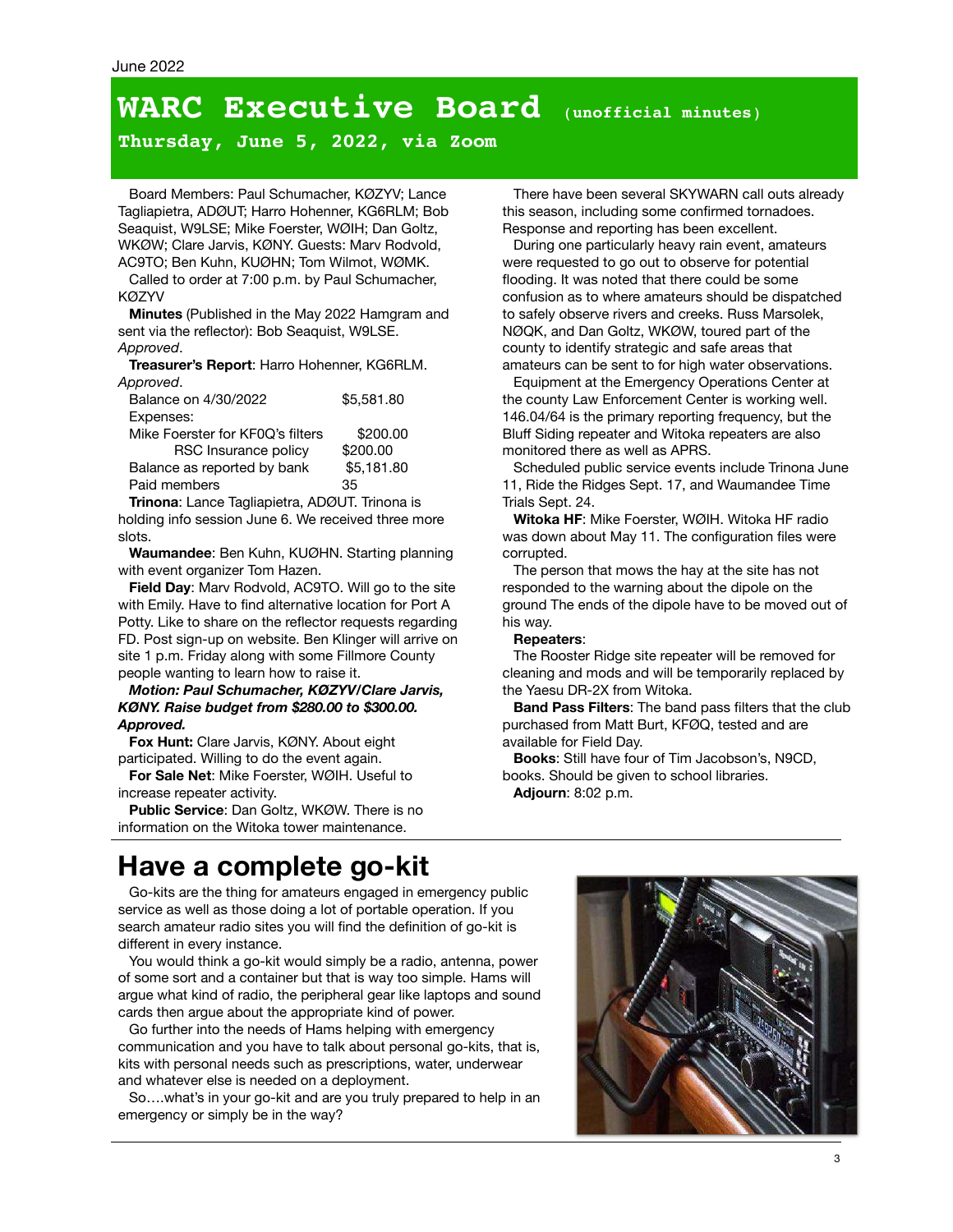# WARC Executive Board (unofficial minutes)

**Thursday, June 5, 2022, via Zoom**

Board Members: Paul Schumacher, KØZYV; Lance Tagliapietra, ADØUT; Harro Hohenner, KG6RLM; Bob Seaquist, W9LSE; Mike Foerster, WØIH; Dan Goltz, WKØW; Clare Jarvis, KØNY. Guests: Marv Rodvold, AC9TO; Ben Kuhn, KUØHN; Tom Wilmot, WØMK.

Called to order at 7:00 p.m. by Paul Schumacher, KØZYV

**Minutes** (Published in the May 2022 Hamgram and sent via the reflector): Bob Seaquist, W9LSE. *Approved*.

**Treasurer's Report**: Harro Hohenner, KG6RLM. *Approved*.

| | |
|---|---|
| Balance on 4/30/2022 | $5,581.80 |
| Expenses: | |
| Mike Foerster for KF0Q's filters | $200.00 |
| RSC Insurance policy | $200.00 |
| Balance as reported by bank | $5,181.80 |
| Paid members | 35 |

**Trinona**: Lance Tagliapietra, ADØUT. Trinona is holding info session June 6. We received three more slots.

**Waumandee**: Ben Kuhn, KUØHN. Starting planning with event organizer Tom Hazen.

**Field Day**: Marv Rodvold, AC9TO. Will go to the site with Emily. Have to find alternative location for Port A Potty. Like to share on the reflector requests regarding FD. Post sign-up on website. Ben Klinger will arrive on site 1 p.m. Friday along with some Fillmore County people wanting to learn how to raise it.

***Motion: Paul Schumacher, KØZYV/Clare Jarvis, KØNY. Raise budget from $280.00 to $300.00. Approved.***

**Fox Hunt:** Clare Jarvis, KØNY. About eight participated. Willing to do the event again.

**For Sale Net**: Mike Foerster, WØIH. Useful to increase repeater activity.

**Public Service**: Dan Goltz, WKØW. There is no information on the Witoka tower maintenance.

There have been several SKYWARN call outs already this season, including some confirmed tornadoes. Response and reporting has been excellent.

During one particularly heavy rain event, amateurs were requested to go out to observe for potential flooding. It was noted that there could be some confusion as to where amateurs should be dispatched to safely observe rivers and creeks. Russ Marsolek, NØQK, and Dan Goltz, WKØW, toured part of the county to identify strategic and safe areas that amateurs can be sent to for high water observations.

Equipment at the Emergency Operations Center at the county Law Enforcement Center is working well. 146.04/64 is the primary reporting frequency, but the Bluff Siding repeater and Witoka repeaters are also monitored there as well as APRS.

Scheduled public service events include Trinona June 11, Ride the Ridges Sept. 17, and Waumandee Time Trials Sept. 24.

**Witoka HF**: Mike Foerster, WØIH. Witoka HF radio was down about May 11. The configuration files were corrupted.

The person that mows the hay at the site has not responded to the warning about the dipole on the ground The ends of the dipole have to be moved out of his way.

**Repeaters**:

The Rooster Ridge site repeater will be removed for cleaning and mods and will be temporarily replaced by the Yaesu DR-2X from Witoka.

**Band Pass Filters**: The band pass filters that the club purchased from Matt Burt, KFØQ, tested and are available for Field Day.

**Books**: Still have four of Tim Jacobson's, N9CD, books. Should be given to school libraries.

**Adjourn**: 8:02 p.m.

# Have a complete go-kit

Go-kits are the thing for amateurs engaged in emergency public service as well as those doing a lot of portable operation. If you search amateur radio sites you will find the definition of go-kit is different in every instance.

You would think a go-kit would simply be a radio, antenna, power of some sort and a container but that is way too simple. Hams will argue what kind of radio, the peripheral gear like laptops and sound cards then argue about the appropriate kind of power.

Go further into the needs of Hams helping with emergency communication and you have to talk about personal go-kits, that is, kits with personal needs such as prescriptions, water, underwear and whatever else is needed on a deployment.

So….what's in your go-kit and are you truly prepared to help in an emergency or simply be in the way?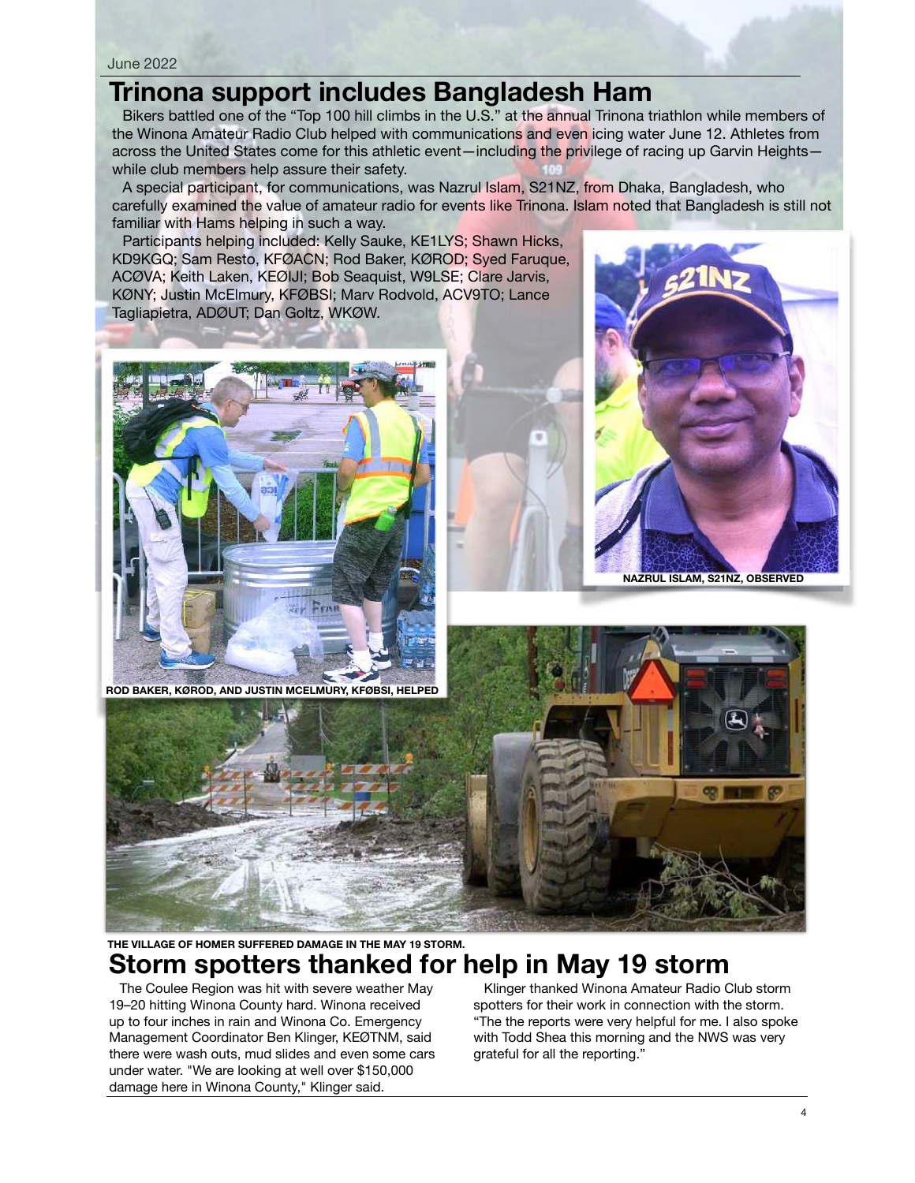June 2022

## Trinona support includes Bangladesh Ham

Bikers battled one of the "Top 100 hill climbs in the U.S." at the annual Trinona triathlon while members of the Winona Amateur Radio Club helped with communications and even icing water June 12. Athletes from across the United States come for this athletic event—including the privilege of racing up Garvin Heights—while club members help assure their safety.

A special participant, for communications, was Nazrul Islam, S21NZ, from Dhaka, Bangladesh, who carefully examined the value of amateur radio for events like Trinona. Islam noted that Bangladesh is still not familiar with Hams helping in such a way.

Participants helping included: Kelly Sauke, KE1LYS; Shawn Hicks, KD9KGQ; Sam Resto, KFØACN; Rod Baker, KØROD; Syed Faruque, ACØVA; Keith Laken, KEØIJI; Bob Seaquist, W9LSE; Clare Jarvis, KØNY; Justin McElmury, KFØBSI; Marv Rodvold, ACV9TO; Lance Tagliapietra, ADØUT; Dan Goltz, WKØW.

NAZRUL ISLAM, S21NZ, OBSERVED

ROD BAKER, KØROD, AND JUSTIN MCELMURY, KFØBSI, HELPED

THE VILLAGE OF HOMER SUFFERED DAMAGE IN THE MAY 19 STORM.

## Storm spotters thanked for help in May 19 storm

The Coulee Region was hit with severe weather May 19–20 hitting Winona County hard. Winona received up to four inches in rain and Winona Co. Emergency Management Coordinator Ben Klinger, KEØTNM, said there were wash outs, mud slides and even some cars under water. "We are looking at well over $150,000 damage here in Winona County," Klinger said.

Klinger thanked Winona Amateur Radio Club storm spotters for their work in connection with the storm. "The the reports were very helpful for me. I also spoke with Todd Shea this morning and the NWS was very grateful for all the reporting."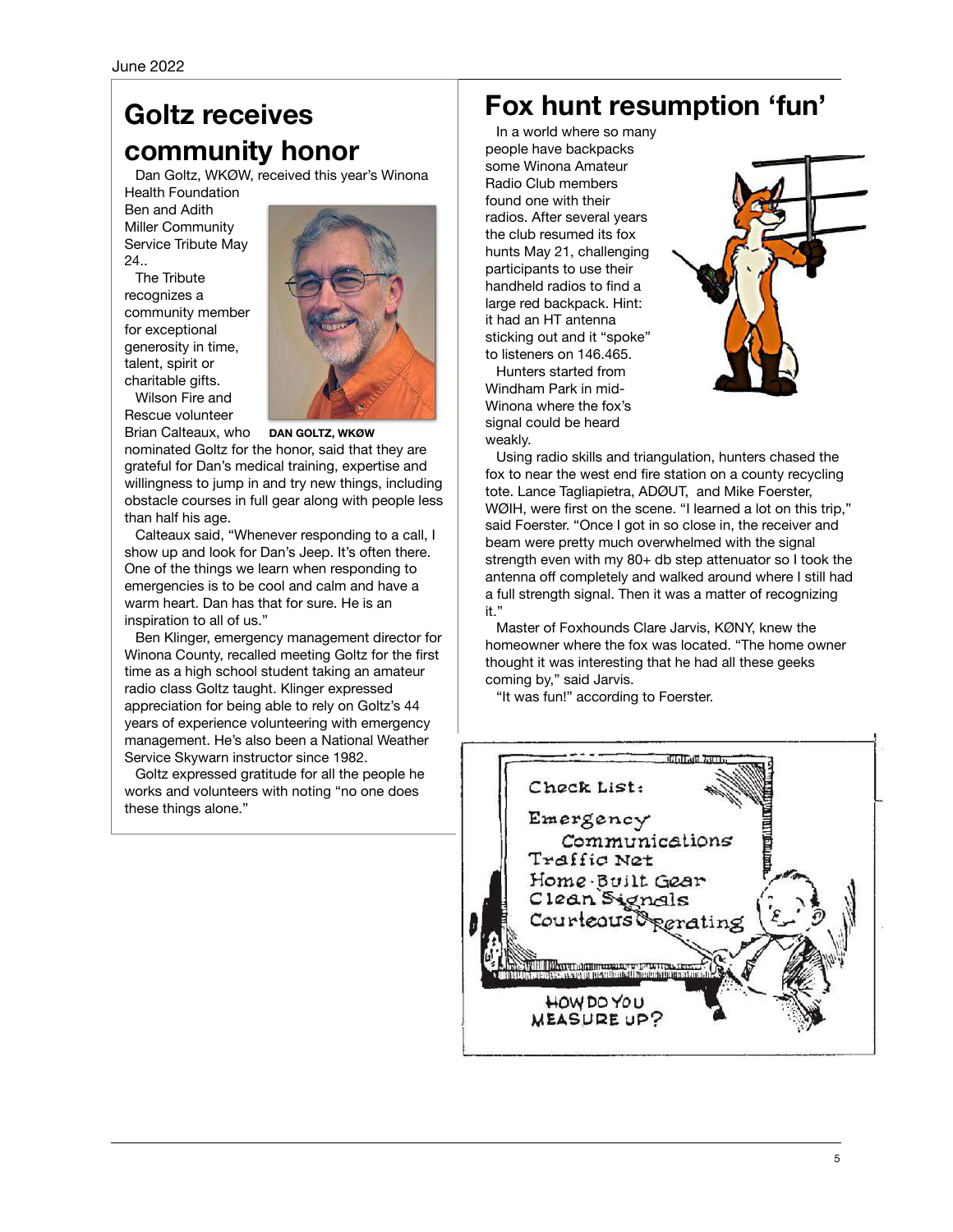## Goltz receives community honor

Dan Goltz, WKØW, received this year's Winona Health Foundation Ben and Adith Miller Community Service Tribute May 24..

The Tribute recognizes a community member for exceptional generosity in time, talent, spirit or charitable gifts.

**DAN GOLTZ, WKØW**

Wilson Fire and Rescue volunteer Brian Calteaux, who nominated Goltz for the honor, said that they are grateful for Dan's medical training, expertise and willingness to jump in and try new things, including obstacle courses in full gear along with people less than half his age.

Calteaux said, "Whenever responding to a call, I show up and look for Dan's Jeep. It's often there. One of the things we learn when responding to emergencies is to be cool and calm and have a warm heart. Dan has that for sure. He is an inspiration to all of us."

Ben Klinger, emergency management director for Winona County, recalled meeting Goltz for the first time as a high school student taking an amateur radio class Goltz taught. Klinger expressed appreciation for being able to rely on Goltz's 44 years of experience volunteering with emergency management. He's also been a National Weather Service Skywarn instructor since 1982.

Goltz expressed gratitude for all the people he works and volunteers with noting "no one does these things alone."

## Fox hunt resumption 'fun'

In a world where so many people have backpacks some Winona Amateur Radio Club members found one with their radios. After several years the club resumed its fox hunts May 21, challenging participants to use their handheld radios to find a large red backpack. Hint: it had an HT antenna sticking out and it "spoke" to listeners on 146.465.

Hunters started from Windham Park in mid-Winona where the fox's signal could be heard weakly.

Using radio skills and triangulation, hunters chased the fox to near the west end fire station on a county recycling tote. Lance Tagliapietra, ADØUT, and Mike Foerster, WØIH, were first on the scene. "I learned a lot on this trip," said Foerster. "Once I got in so close in, the receiver and beam were pretty much overwhelmed with the signal strength even with my 80+ db step attenuator so I took the antenna off completely and walked around where I still had a full strength signal. Then it was a matter of recognizing it."

Master of Foxhounds Clare Jarvis, KØNY, knew the homeowner where the fox was located. "The home owner thought it was interesting that he had all these geeks coming by," said Jarvis.

"It was fun!" according to Foerster.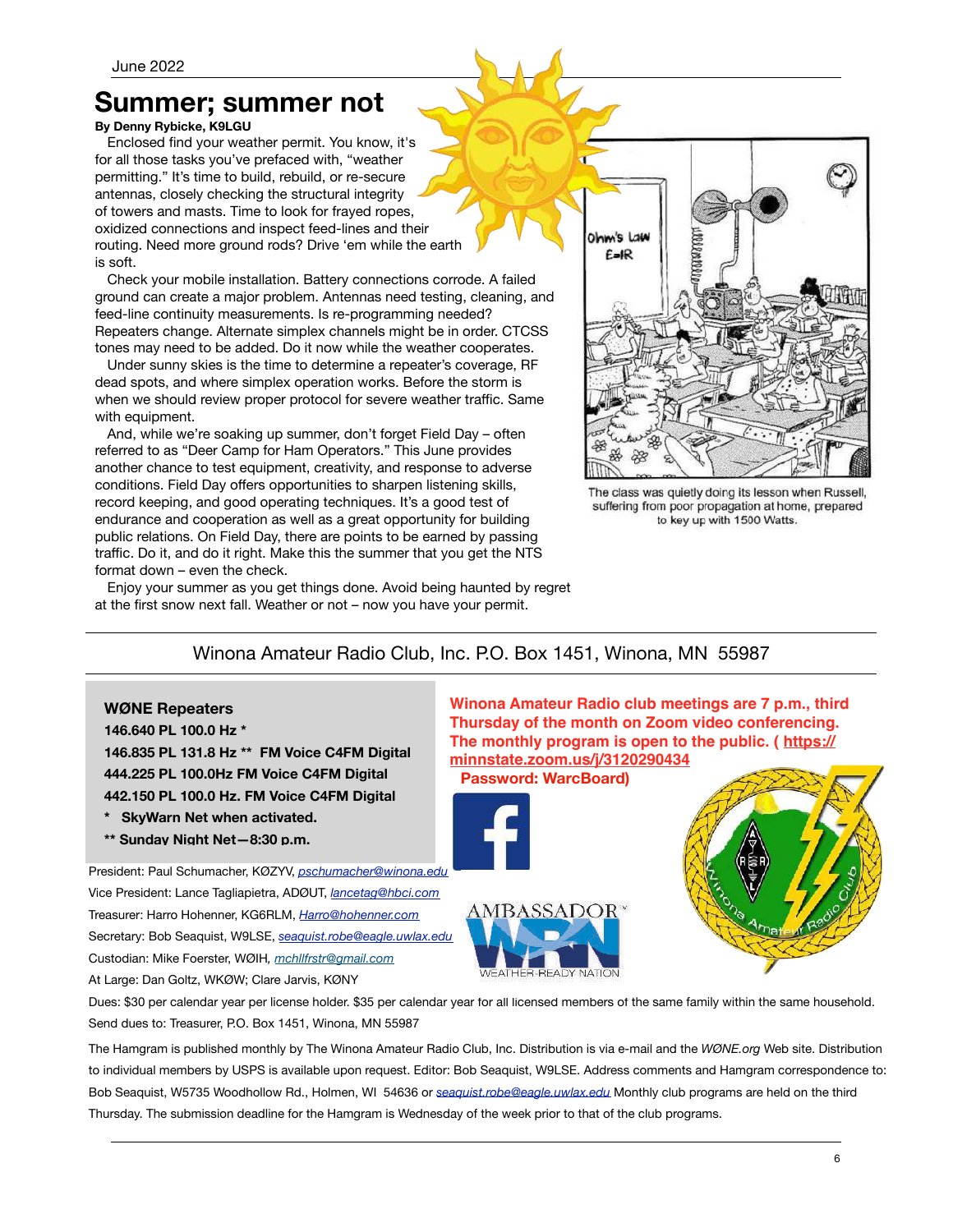June 2022

# Summer; summer not

**By Denny Rybicke, K9LGU**

Enclosed find your weather permit. You know, it's for all those tasks you've prefaced with, "weather permitting." It's time to build, rebuild, or re-secure antennas, closely checking the structural integrity of towers and masts. Time to look for frayed ropes, oxidized connections and inspect feed-lines and their routing. Need more ground rods? Drive 'em while the earth is soft.

Check your mobile installation. Battery connections corrode. A failed ground can create a major problem. Antennas need testing, cleaning, and feed-line continuity measurements. Is re-programming needed? Repeaters change. Alternate simplex channels might be in order. CTCSS tones may need to be added. Do it now while the weather cooperates.

Under sunny skies is the time to determine a repeater's coverage, RF dead spots, and where simplex operation works. Before the storm is when we should review proper protocol for severe weather traffic. Same with equipment.

And, while we're soaking up summer, don't forget Field Day – often referred to as "Deer Camp for Ham Operators." This June provides another chance to test equipment, creativity, and response to adverse conditions. Field Day offers opportunities to sharpen listening skills, record keeping, and good operating techniques. It's a good test of endurance and cooperation as well as a great opportunity for building public relations. On Field Day, there are points to be earned by passing traffic. Do it, and do it right. Make this the summer that you get the NTS format down – even the check.

Enjoy your summer as you get things done. Avoid being haunted by regret at the first snow next fall. Weather or not – now you have your permit.

The class was quietly doing its lesson when Russell, suffering from poor propagation at home, prepared to key up with 1500 Watts.

---

Winona Amateur Radio Club, Inc. P.O. Box 1451, Winona, MN 55987

**WØNE Repeaters**

**146.640 PL 100.0 Hz ***

**146.835 PL 131.8 Hz ** FM Voice C4FM Digital**

**444.225 PL 100.0Hz FM Voice C4FM Digital**

**442.150 PL 100.0 Hz. FM Voice C4FM Digital**

**\* SkyWarn Net when activated.**

**\*\* Sunday Night Net—8:30 p.m.**

**Winona Amateur Radio club meetings are 7 p.m., third Thursday of the month on Zoom video conferencing. The monthly program is open to the public. ( https://minnstate.zoom.us/j/3120290434 Password: WarcBoard)**

President: Paul Schumacher, KØZYV, *pschumacher@winona.edu*

Vice President: Lance Tagliapietra, ADØUT, *lancetag@hbci.com*

Treasurer: Harro Hohenner, KG6RLM, *Harro@hohenner.com*

Secretary: Bob Seaquist, W9LSE, *seaquist.robe@eagle.uwlax.edu*

Custodian: Mike Foerster, WØIH, *mchllfrstr@gmail.com*

At Large: Dan Goltz, WKØW; Clare Jarvis, KØNY

Dues: $30 per calendar year per license holder. $35 per calendar year for all licensed members of the same family within the same household. Send dues to: Treasurer, P.O. Box 1451, Winona, MN 55987

The Hamgram is published monthly by The Winona Amateur Radio Club, Inc. Distribution is via e-mail and the *WØNE.org* Web site. Distribution to individual members by USPS is available upon request. Editor: Bob Seaquist, W9LSE. Address comments and Hamgram correspondence to: Bob Seaquist, W5735 Woodhollow Rd., Holmen, WI 54636 or *seaquist.robe@eagle.uwlax.edu* Monthly club programs are held on the third Thursday. The submission deadline for the Hamgram is Wednesday of the week prior to that of the club programs.